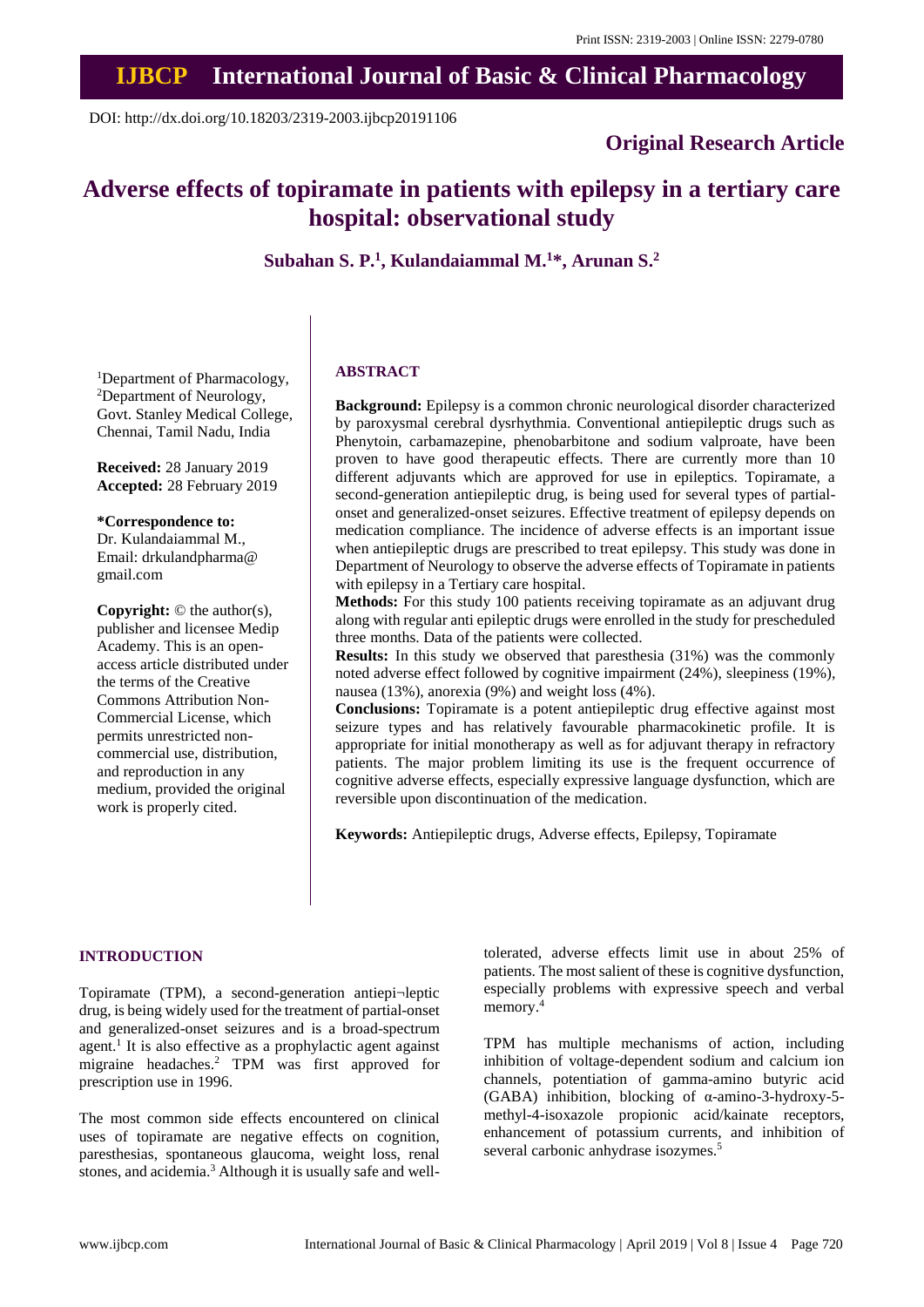DOI: http://dx.doi.org/10.18203/2319-2003.ijbcp20191106

**Original Research Article**

# Adverse effects of topiramate in patients with epilepsy in a tertiary care hospital: observational study

**Subahan S. P.[1], Kulandaiammal M.[1]*, Arunan S.[2]**

[1]Department of Pharmacology, [2]Department of Neurology, Govt. Stanley Medical College, Chennai, Tamil Nadu, India

**Received:** 28 January 2019
**Accepted:** 28 February 2019

***Correspondence to:**
Dr. Kulandaiammal M.,
Email: drkulandpharma@gmail.com

**Copyright:** © the author(s), publisher and licensee Medip Academy. This is an open-access article distributed under the terms of the Creative Commons Attribution Non-Commercial License, which permits unrestricted non-commercial use, distribution, and reproduction in any medium, provided the original work is properly cited.

## ABSTRACT

**Background:** Epilepsy is a common chronic neurological disorder characterized by paroxysmal cerebral dysrhythmia. Conventional antiepileptic drugs such as Phenytoin, carbamazepine, phenobarbitone and sodium valproate, have been proven to have good therapeutic effects. There are currently more than 10 different adjuvants which are approved for use in epileptics. Topiramate, a second-generation antiepileptic drug, is being used for several types of partial-onset and generalized-onset seizures. Effective treatment of epilepsy depends on medication compliance. The incidence of adverse effects is an important issue when antiepileptic drugs are prescribed to treat epilepsy. This study was done in Department of Neurology to observe the adverse effects of Topiramate in patients with epilepsy in a Tertiary care hospital.

**Methods:** For this study 100 patients receiving topiramate as an adjuvant drug along with regular anti epileptic drugs were enrolled in the study for prescheduled three months. Data of the patients were collected.

**Results:** In this study we observed that paresthesia (31%) was the commonly noted adverse effect followed by cognitive impairment (24%), sleepiness (19%), nausea (13%), anorexia (9%) and weight loss (4%).

**Conclusions:** Topiramate is a potent antiepileptic drug effective against most seizure types and has relatively favourable pharmacokinetic profile. It is appropriate for initial monotherapy as well as for adjuvant therapy in refractory patients. The major problem limiting its use is the frequent occurrence of cognitive adverse effects, especially expressive language dysfunction, which are reversible upon discontinuation of the medication.

**Keywords:** Antiepileptic drugs, Adverse effects, Epilepsy, Topiramate

## INTRODUCTION

Topiramate (TPM), a second-generation antiepi¬leptic drug, is being widely used for the treatment of partial-onset and generalized-onset seizures and is a broad-spectrum agent.[1] It is also effective as a prophylactic agent against migraine headaches.[2] TPM was first approved for prescription use in 1996.

The most common side effects encountered on clinical uses of topiramate are negative effects on cognition, paresthesias, spontaneous glaucoma, weight loss, renal stones, and acidemia.[3] Although it is usually safe and well-tolerated, adverse effects limit use in about 25% of patients. The most salient of these is cognitive dysfunction, especially problems with expressive speech and verbal memory.[4]

TPM has multiple mechanisms of action, including inhibition of voltage-dependent sodium and calcium ion channels, potentiation of gamma-amino butyric acid (GABA) inhibition, blocking of α-amino-3-hydroxy-5-methyl-4-isoxazole propionic acid/kainate receptors, enhancement of potassium currents, and inhibition of several carbonic anhydrase isozymes.[5]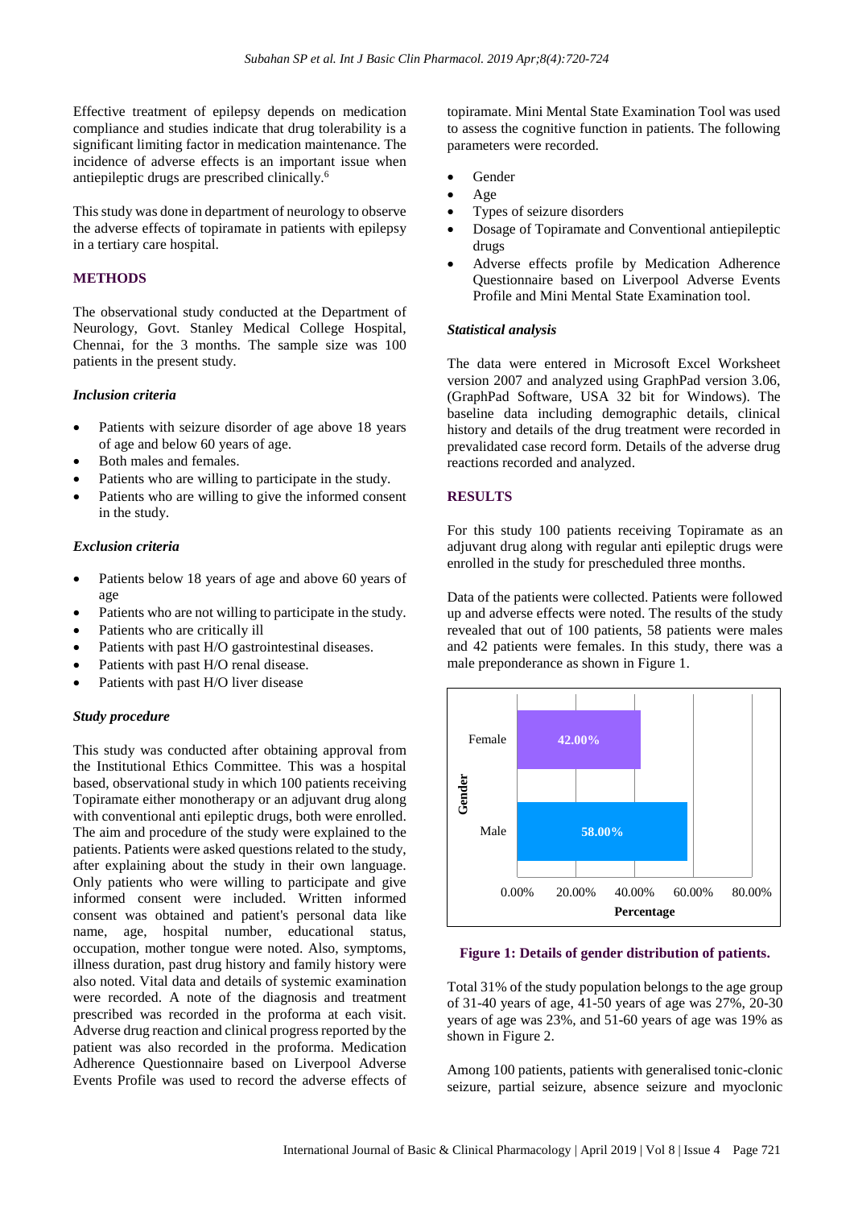Effective treatment of epilepsy depends on medication compliance and studies indicate that drug tolerability is a significant limiting factor in medication maintenance. The incidence of adverse effects is an important issue when antiepileptic drugs are prescribed clinically.[6]

This study was done in department of neurology to observe the adverse effects of topiramate in patients with epilepsy in a tertiary care hospital.

## METHODS

The observational study conducted at the Department of Neurology, Govt. Stanley Medical College Hospital, Chennai, for the 3 months. The sample size was 100 patients in the present study.

### *Inclusion criteria*

- Patients with seizure disorder of age above 18 years of age and below 60 years of age.
- Both males and females.
- Patients who are willing to participate in the study.
- Patients who are willing to give the informed consent in the study.

### *Exclusion criteria*

- Patients below 18 years of age and above 60 years of age
- Patients who are not willing to participate in the study.
- Patients who are critically ill
- Patients with past H/O gastrointestinal diseases.
- Patients with past H/O renal disease.
- Patients with past H/O liver disease

### *Study procedure*

This study was conducted after obtaining approval from the Institutional Ethics Committee. This was a hospital based, observational study in which 100 patients receiving Topiramate either monotherapy or an adjuvant drug along with conventional anti epileptic drugs, both were enrolled. The aim and procedure of the study were explained to the patients. Patients were asked questions related to the study, after explaining about the study in their own language. Only patients who were willing to participate and give informed consent were included. Written informed consent was obtained and patient's personal data like name, age, hospital number, educational status, occupation, mother tongue were noted. Also, symptoms, illness duration, past drug history and family history were also noted. Vital data and details of systemic examination were recorded. A note of the diagnosis and treatment prescribed was recorded in the proforma at each visit. Adverse drug reaction and clinical progress reported by the patient was also recorded in the proforma. Medication Adherence Questionnaire based on Liverpool Adverse Events Profile was used to record the adverse effects of topiramate. Mini Mental State Examination Tool was used to assess the cognitive function in patients. The following parameters were recorded.

- Gender
- Age
- Types of seizure disorders
- Dosage of Topiramate and Conventional antiepileptic drugs
- Adverse effects profile by Medication Adherence Questionnaire based on Liverpool Adverse Events Profile and Mini Mental State Examination tool.

### *Statistical analysis*

The data were entered in Microsoft Excel Worksheet version 2007 and analyzed using GraphPad version 3.06, (GraphPad Software, USA 32 bit for Windows). The baseline data including demographic details, clinical history and details of the drug treatment were recorded in prevalidated case record form. Details of the adverse drug reactions recorded and analyzed.

## RESULTS

For this study 100 patients receiving Topiramate as an adjuvant drug along with regular anti epileptic drugs were enrolled in the study for prescheduled three months.

Data of the patients were collected. Patients were followed up and adverse effects were noted. The results of the study revealed that out of 100 patients, 58 patients were males and 42 patients were females. In this study, there was a male preponderance as shown in Figure 1.

**Figure 1: Details of gender distribution of patients.**

Total 31% of the study population belongs to the age group of 31-40 years of age, 41-50 years of age was 27%, 20-30 years of age was 23%, and 51-60 years of age was 19% as shown in Figure 2.

Among 100 patients, patients with generalised tonic-clonic seizure, partial seizure, absence seizure and myoclonic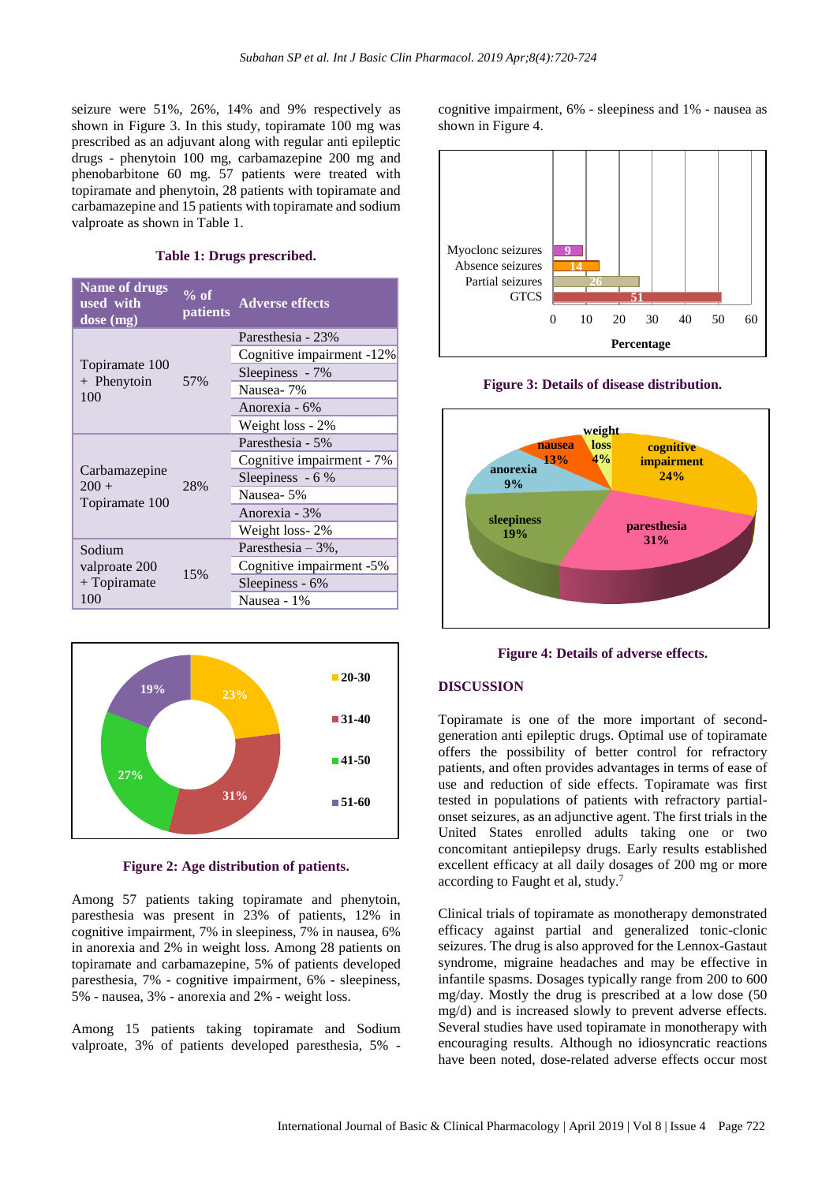seizure were 51%, 26%, 14% and 9% respectively as shown in Figure 3. In this study, topiramate 100 mg was prescribed as an adjuvant along with regular anti epileptic drugs - phenytoin 100 mg, carbamazepine 200 mg and phenobarbitone 60 mg. 57 patients were treated with topiramate and phenytoin, 28 patients with topiramate and carbamazepine and 15 patients with topiramate and sodium valproate as shown in Table 1.

**Table 1: Drugs prescribed.**

| Name of drugs used with dose (mg) | % of patients | Adverse effects |
|---|---|---|
| Topiramate 100 + Phenytoin 100 | 57% | Paresthesia - 23% |
| | | Cognitive impairment -12% |
| | | Sleepiness - 7% |
| | | Nausea- 7% |
| | | Anorexia - 6% |
| | | Weight loss - 2% |
| Carbamazepine 200 + Topiramate 100 | 28% | Paresthesia - 5% |
| | | Cognitive impairment - 7% |
| | | Sleepiness - 6 % |
| | | Nausea- 5% |
| | | Anorexia - 3% |
| | | Weight loss- 2% |
| Sodium valproate 200 + Topiramate 100 | 15% | Paresthesia – 3%, |
| | | Cognitive impairment -5% |
| | | Sleepiness - 6% |
| | | Nausea - 1% |

**Figure 2: Age distribution of patients.**

Among 57 patients taking topiramate and phenytoin, paresthesia was present in 23% of patients, 12% in cognitive impairment, 7% in sleepiness, 7% in nausea, 6% in anorexia and 2% in weight loss. Among 28 patients on topiramate and carbamazepine, 5% of patients developed paresthesia, 7% - cognitive impairment, 6% - sleepiness, 5% - nausea, 3% - anorexia and 2% - weight loss.

Among 15 patients taking topiramate and Sodium valproate, 3% of patients developed paresthesia, 5% - cognitive impairment, 6% - sleepiness and 1% - nausea as shown in Figure 4.

**Figure 3: Details of disease distribution.**

**Figure 4: Details of adverse effects.**

## DISCUSSION

Topiramate is one of the more important of second-generation anti epileptic drugs. Optimal use of topiramate offers the possibility of better control for refractory patients, and often provides advantages in terms of ease of use and reduction of side effects. Topiramate was first tested in populations of patients with refractory partial-onset seizures, as an adjunctive agent. The first trials in the United States enrolled adults taking one or two concomitant antiepilepsy drugs. Early results established excellent efficacy at all daily dosages of 200 mg or more according to Faught et al, study.[7]

Clinical trials of topiramate as monotherapy demonstrated efficacy against partial and generalized tonic-clonic seizures. The drug is also approved for the Lennox-Gastaut syndrome, migraine headaches and may be effective in infantile spasms. Dosages typically range from 200 to 600 mg/day. Mostly the drug is prescribed at a low dose (50 mg/d) and is increased slowly to prevent adverse effects. Several studies have used topiramate in monotherapy with encouraging results. Although no idiosyncratic reactions have been noted, dose-related adverse effects occur most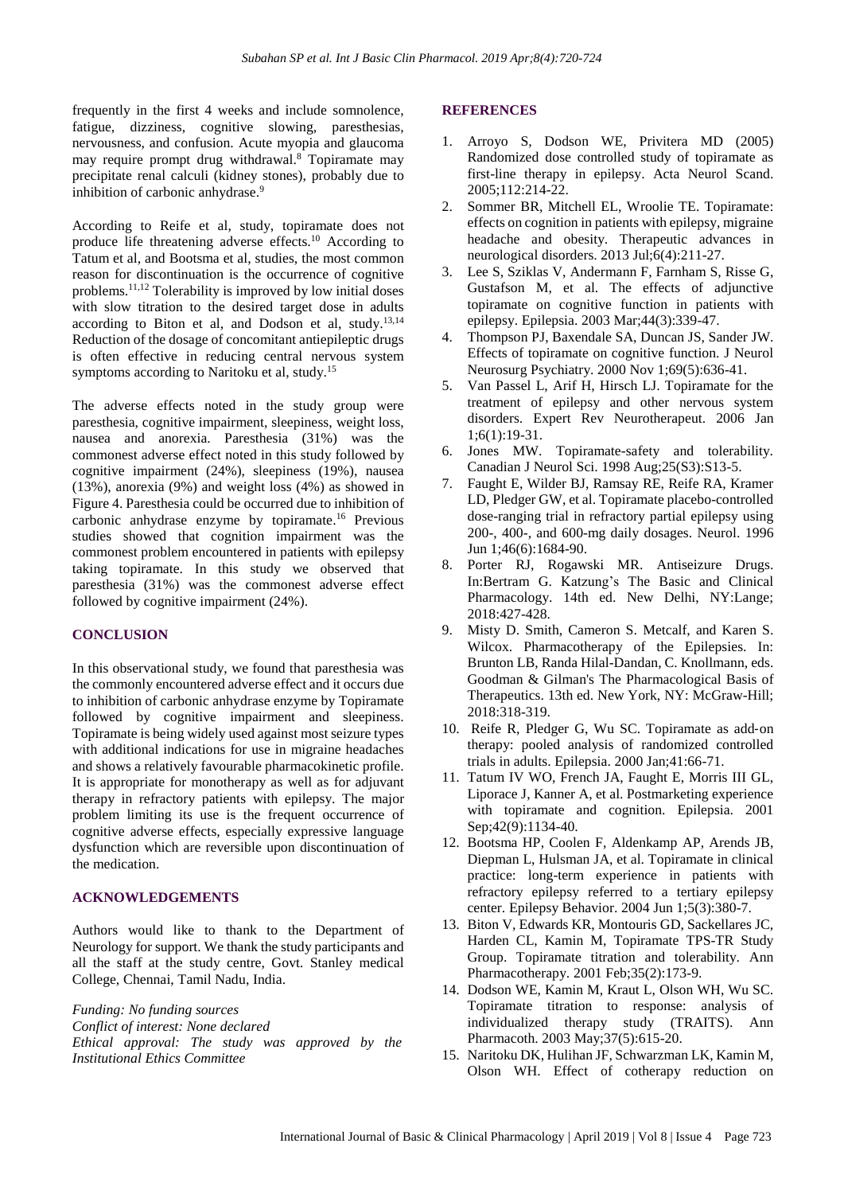frequently in the first 4 weeks and include somnolence, fatigue, dizziness, cognitive slowing, paresthesias, nervousness, and confusion. Acute myopia and glaucoma may require prompt drug withdrawal.[8] Topiramate may precipitate renal calculi (kidney stones), probably due to inhibition of carbonic anhydrase.[9]

According to Reife et al, study, topiramate does not produce life threatening adverse effects.[10] According to Tatum et al, and Bootsma et al, studies, the most common reason for discontinuation is the occurrence of cognitive problems.[11,12] Tolerability is improved by low initial doses with slow titration to the desired target dose in adults according to Biton et al, and Dodson et al, study.[13,14] Reduction of the dosage of concomitant antiepileptic drugs is often effective in reducing central nervous system symptoms according to Naritoku et al, study.[15]

The adverse effects noted in the study group were paresthesia, cognitive impairment, sleepiness, weight loss, nausea and anorexia. Paresthesia (31%) was the commonest adverse effect noted in this study followed by cognitive impairment (24%), sleepiness (19%), nausea (13%), anorexia (9%) and weight loss (4%) as showed in Figure 4. Paresthesia could be occurred due to inhibition of carbonic anhydrase enzyme by topiramate.[16] Previous studies showed that cognition impairment was the commonest problem encountered in patients with epilepsy taking topiramate. In this study we observed that paresthesia (31%) was the commonest adverse effect followed by cognitive impairment (24%).

## CONCLUSION

In this observational study, we found that paresthesia was the commonly encountered adverse effect and it occurs due to inhibition of carbonic anhydrase enzyme by Topiramate followed by cognitive impairment and sleepiness. Topiramate is being widely used against most seizure types with additional indications for use in migraine headaches and shows a relatively favourable pharmacokinetic profile. It is appropriate for monotherapy as well as for adjuvant therapy in refractory patients with epilepsy. The major problem limiting its use is the frequent occurrence of cognitive adverse effects, especially expressive language dysfunction which are reversible upon discontinuation of the medication.

## ACKNOWLEDGEMENTS

Authors would like to thank to the Department of Neurology for support. We thank the study participants and all the staff at the study centre, Govt. Stanley medical College, Chennai, Tamil Nadu, India.

*Funding: No funding sources*
*Conflict of interest: None declared*
*Ethical approval: The study was approved by the Institutional Ethics Committee*

## REFERENCES

1. Arroyo S, Dodson WE, Privitera MD (2005) Randomized dose controlled study of topiramate as first-line therapy in epilepsy. Acta Neurol Scand. 2005;112:214-22.
2. Sommer BR, Mitchell EL, Wroolie TE. Topiramate: effects on cognition in patients with epilepsy, migraine headache and obesity. Therapeutic advances in neurological disorders. 2013 Jul;6(4):211-27.
3. Lee S, Sziklas V, Andermann F, Farnham S, Risse G, Gustafson M, et al. The effects of adjunctive topiramate on cognitive function in patients with epilepsy. Epilepsia. 2003 Mar;44(3):339-47.
4. Thompson PJ, Baxendale SA, Duncan JS, Sander JW. Effects of topiramate on cognitive function. J Neurol Neurosurg Psychiatry. 2000 Nov 1;69(5):636-41.
5. Van Passel L, Arif H, Hirsch LJ. Topiramate for the treatment of epilepsy and other nervous system disorders. Expert Rev Neurotherapeut. 2006 Jan 1;6(1):19-31.
6. Jones MW. Topiramate-safety and tolerability. Canadian J Neurol Sci. 1998 Aug;25(S3):S13-5.
7. Faught E, Wilder BJ, Ramsay RE, Reife RA, Kramer LD, Pledger GW, et al. Topiramate placebo-controlled dose-ranging trial in refractory partial epilepsy using 200-, 400-, and 600-mg daily dosages. Neurol. 1996 Jun 1;46(6):1684-90.
8. Porter RJ, Rogawski MR. Antiseizure Drugs. In:Bertram G. Katzung's The Basic and Clinical Pharmacology. 14th ed. New Delhi, NY:Lange; 2018:427-428.
9. Misty D. Smith, Cameron S. Metcalf, and Karen S. Wilcox. Pharmacotherapy of the Epilepsies. In: Brunton LB, Randa Hilal-Dandan, C. Knollmann, eds. Goodman & Gilman's The Pharmacological Basis of Therapeutics. 13th ed. New York, NY: McGraw-Hill; 2018:318-319.
10. Reife R, Pledger G, Wu SC. Topiramate as add‐on therapy: pooled analysis of randomized controlled trials in adults. Epilepsia. 2000 Jan;41:66-71.
11. Tatum IV WO, French JA, Faught E, Morris III GL, Liporace J, Kanner A, et al. Postmarketing experience with topiramate and cognition. Epilepsia. 2001 Sep;42(9):1134-40.
12. Bootsma HP, Coolen F, Aldenkamp AP, Arends JB, Diepman L, Hulsman JA, et al. Topiramate in clinical practice: long-term experience in patients with refractory epilepsy referred to a tertiary epilepsy center. Epilepsy Behavior. 2004 Jun 1;5(3):380-7.
13. Biton V, Edwards KR, Montouris GD, Sackellares JC, Harden CL, Kamin M, Topiramate TPS-TR Study Group. Topiramate titration and tolerability. Ann Pharmacotherapy. 2001 Feb;35(2):173-9.
14. Dodson WE, Kamin M, Kraut L, Olson WH, Wu SC. Topiramate titration to response: analysis of individualized therapy study (TRAITS). Ann Pharmacoth. 2003 May;37(5):615-20.
15. Naritoku DK, Hulihan JF, Schwarzman LK, Kamin M, Olson WH. Effect of cotherapy reduction on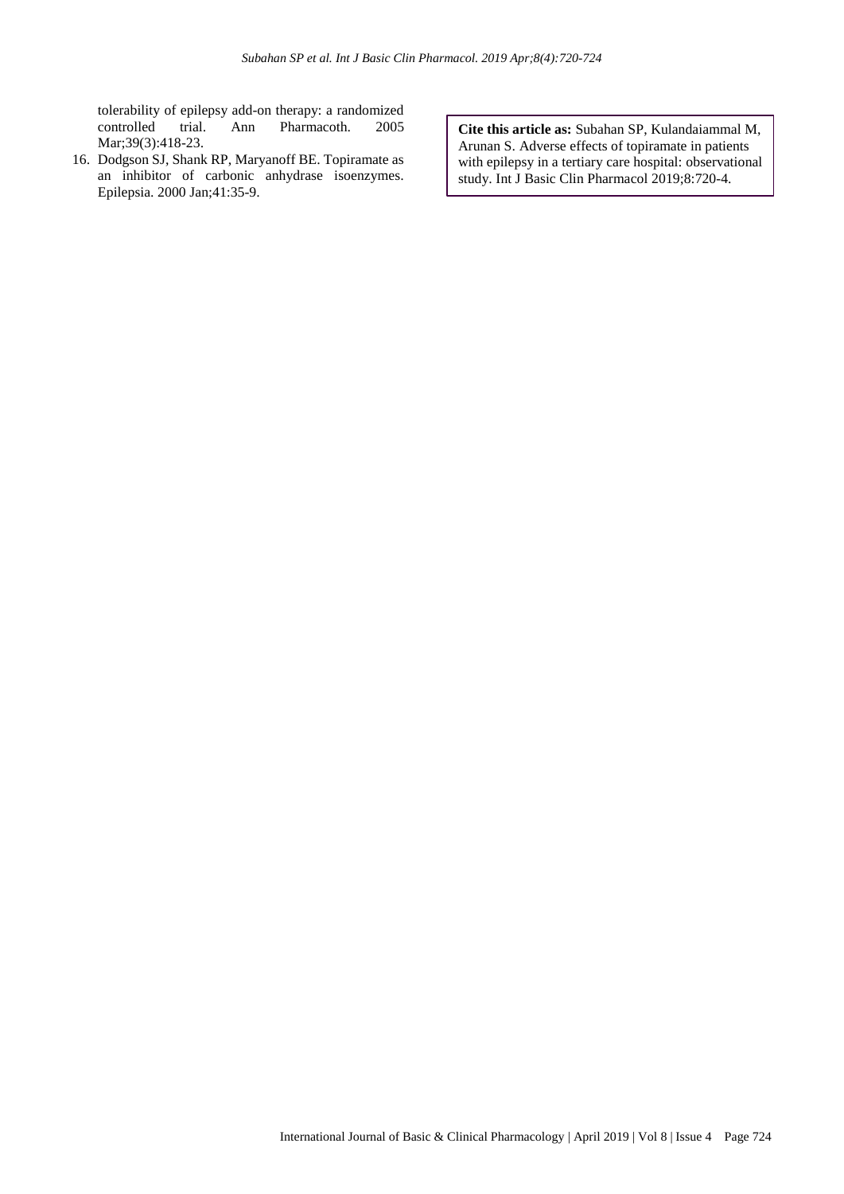tolerability of epilepsy add-on therapy: a randomized controlled trial. Ann Pharmacoth. 2005 Mar;39(3):418-23.

16. Dodgson SJ, Shank RP, Maryanoff BE. Topiramate as an inhibitor of carbonic anhydrase isoenzymes. Epilepsia. 2000 Jan;41:35-9.

**Cite this article as:** Subahan SP, Kulandaiammal M, Arunan S. Adverse effects of topiramate in patients with epilepsy in a tertiary care hospital: observational study. Int J Basic Clin Pharmacol 2019;8:720-4.